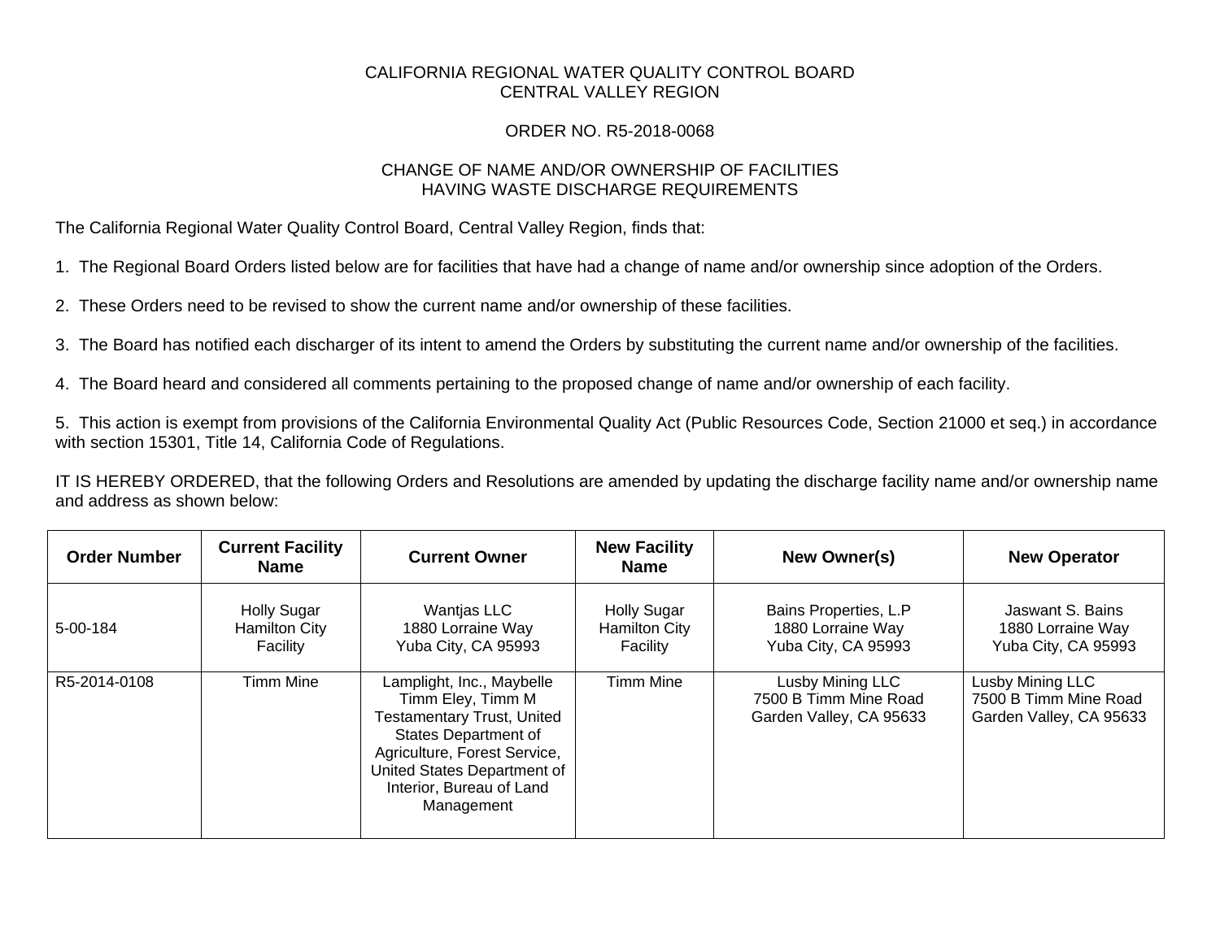CALIFORNIA REGIONAL WATER QUALITY CONTROL BOARD
CENTRAL VALLEY REGION

ORDER NO. R5-2018-0068

CHANGE OF NAME AND/OR OWNERSHIP OF FACILITIES
HAVING WASTE DISCHARGE REQUIREMENTS

The California Regional Water Quality Control Board, Central Valley Region, finds that:

1. The Regional Board Orders listed below are for facilities that have had a change of name and/or ownership since adoption of the Orders.

2. These Orders need to be revised to show the current name and/or ownership of these facilities.

3. The Board has notified each discharger of its intent to amend the Orders by substituting the current name and/or ownership of the facilities.

4. The Board heard and considered all comments pertaining to the proposed change of name and/or ownership of each facility.

5. This action is exempt from provisions of the California Environmental Quality Act (Public Resources Code, Section 21000 et seq.) in accordance with section 15301, Title 14, California Code of Regulations.

IT IS HEREBY ORDERED, that the following Orders and Resolutions are amended by updating the discharge facility name and/or ownership name and address as shown below:

| Order Number | Current Facility Name | Current Owner | New Facility Name | New Owner(s) | New Operator |
|---|---|---|---|---|---|
| 5-00-184 | Holly Sugar Hamilton City Facility | Wantjas LLC<br>1880 Lorraine Way<br>Yuba City, CA 95993 | Holly Sugar Hamilton City Facility | Bains Properties, L.P<br>1880 Lorraine Way<br>Yuba City, CA 95993 | Jaswant S. Bains<br>1880 Lorraine Way<br>Yuba City, CA 95993 |
| R5-2014-0108 | Timm Mine | Lamplight, Inc., Maybelle Timm Eley, Timm M Testamentary Trust, United States Department of Agriculture, Forest Service, United States Department of Interior, Bureau of Land Management | Timm Mine | Lusby Mining LLC<br>7500 B Timm Mine Road<br>Garden Valley, CA 95633 | Lusby Mining LLC<br>7500 B Timm Mine Road<br>Garden Valley, CA 95633 |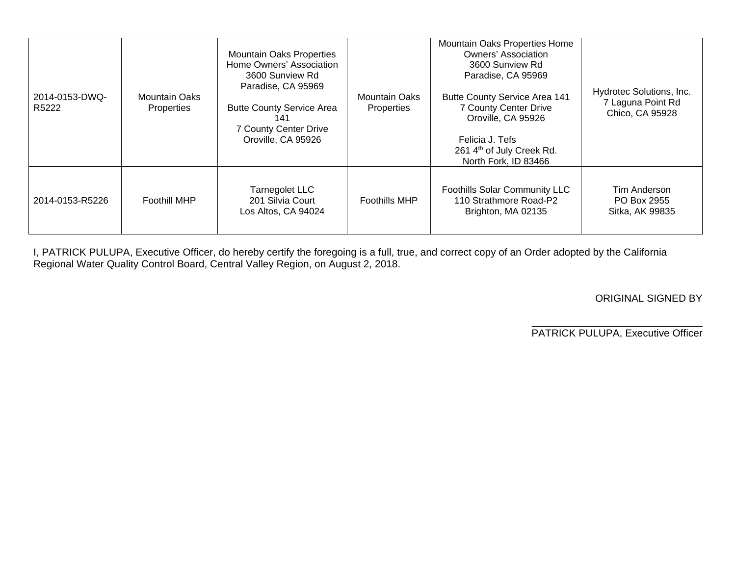| | | | | | |
|---|---|---|---|---|---|
| 2014-0153-DWQ-R5222 | Mountain Oaks Properties | Mountain Oaks Properties Home Owners' Association<br>3600 Sunview Rd<br>Paradise, CA 95969<br><br>Butte County Service Area 141<br>7 County Center Drive<br>Oroville, CA 95926 | Mountain Oaks Properties | Mountain Oaks Properties Home Owners' Association<br>3600 Sunview Rd<br>Paradise, CA 95969<br><br>Butte County Service Area 141<br>7 County Center Drive<br>Oroville, CA 95926<br><br>Felicia J. Tefs<br>261 4th of July Creek Rd.<br>North Fork, ID 83466 | Hydrotec Solutions, Inc.<br>7 Laguna Point Rd<br>Chico, CA 95928 |
| 2014-0153-R5226 | Foothill MHP | Tarnegolet LLC<br>201 Silvia Court<br>Los Altos, CA 94024 | Foothills MHP | Foothills Solar Community LLC<br>110 Strathmore Road-P2<br>Brighton, MA 02135 | Tim Anderson<br>PO Box 2955<br>Sitka, AK 99835 |

I, PATRICK PULUPA, Executive Officer, do hereby certify the foregoing is a full, true, and correct copy of an Order adopted by the California Regional Water Quality Control Board, Central Valley Region, on August 2, 2018.

ORIGINAL SIGNED BY

_______________________________
PATRICK PULUPA, Executive Officer